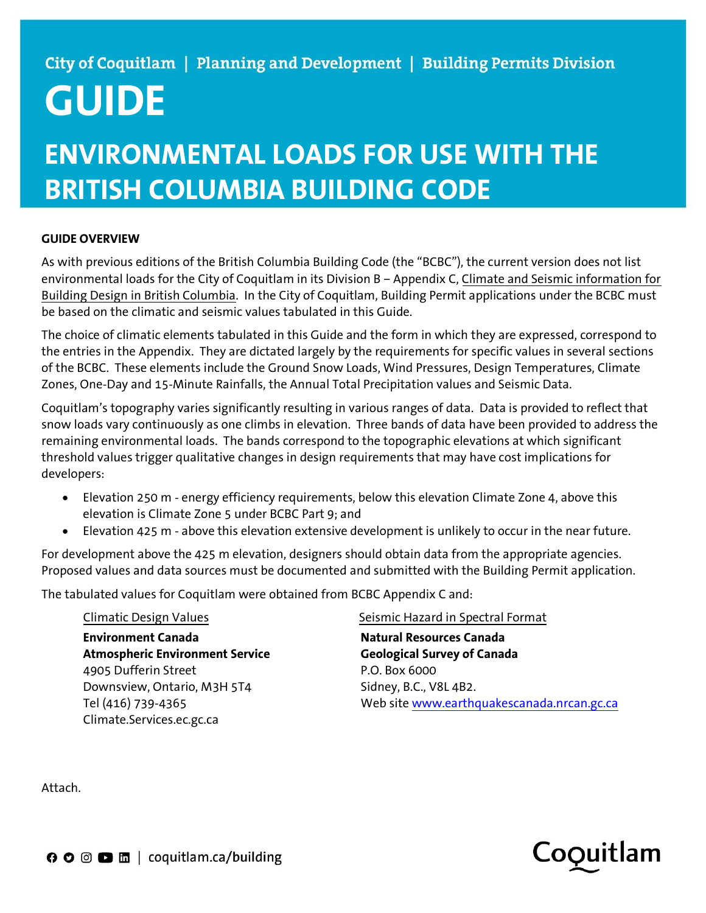City of Coquitlam | Planning and Development | Building Permits Division

# GUIDE

# ENVIRONMENTAL LOADS FOR USE WITH THE BRITISH COLUMBIA BUILDING CODE

## GUIDE OVERVIEW

As with previous editions of the British Columbia Building Code (the "BCBC"), the current version does not list environmental loads for the City of Coquitlam in its Division B – Appendix C, Climate and Seismic information for Building Design in British Columbia. In the City of Coquitlam, Building Permit applications under the BCBC must be based on the climatic and seismic values tabulated in this Guide.

The choice of climatic elements tabulated in this Guide and the form in which they are expressed, correspond to the entries in the Appendix. They are dictated largely by the requirements for specific values in several sections of the BCBC. These elements include the Ground Snow Loads, Wind Pressures, Design Temperatures, Climate Zones, One-Day and 15-Minute Rainfalls, the Annual Total Precipitation values and Seismic Data.

Coquitlam's topography varies significantly resulting in various ranges of data. Data is provided to reflect that snow loads vary continuously as one climbs in elevation. Three bands of data have been provided to address the remaining environmental loads. The bands correspond to the topographic elevations at which significant threshold values trigger qualitative changes in design requirements that may have cost implications for developers:

- Elevation 250 m - energy efficiency requirements, below this elevation Climate Zone 4, above this elevation is Climate Zone 5 under BCBC Part 9; and
- Elevation 425 m - above this elevation extensive development is unlikely to occur in the near future.

For development above the 425 m elevation, designers should obtain data from the appropriate agencies. Proposed values and data sources must be documented and submitted with the Building Permit application.

The tabulated values for Coquitlam were obtained from BCBC Appendix C and:

Climatic Design Values

**Environment Canada**
**Atmospheric Environment Service**
4905 Dufferin Street
Downsview, Ontario, M3H 5T4
Tel (416) 739-4365
Climate.Services.ec.gc.ca

Seismic Hazard in Spectral Format

**Natural Resources Canada**
**Geological Survey of Canada**
P.O. Box 6000
Sidney, B.C., V8L 4B2.
Web site www.earthquakescanada.nrcan.gc.ca

Attach.

coquitlam.ca/building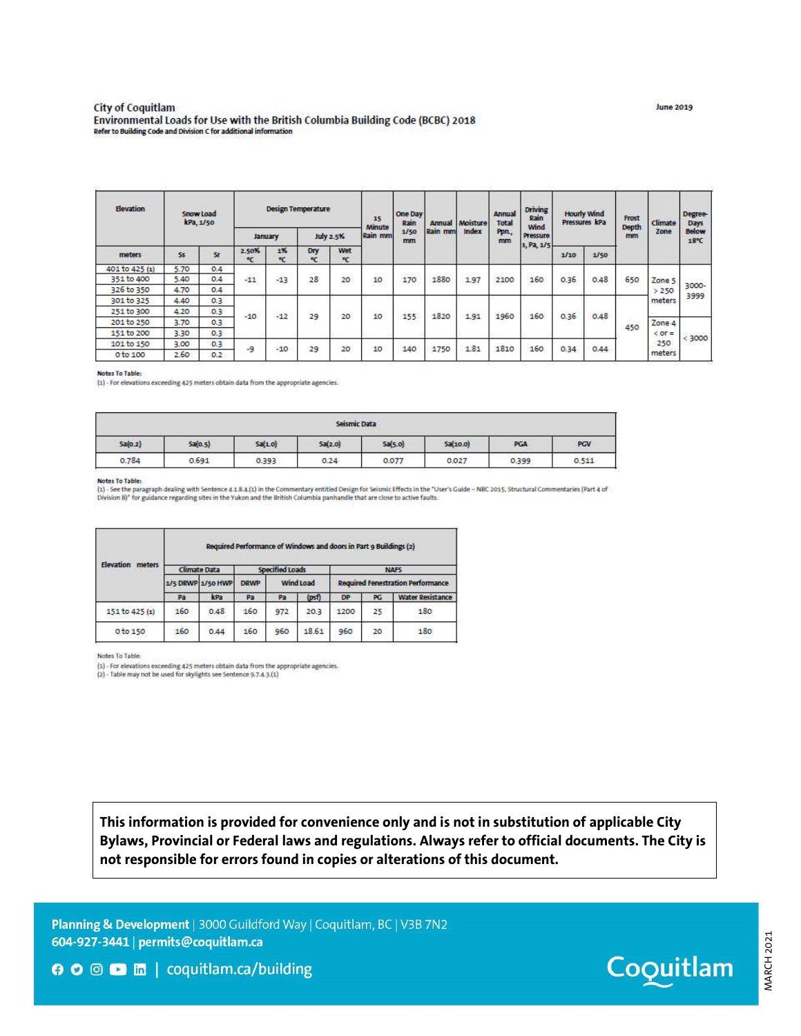City of Coquitlam
Environmental Loads for Use with the British Columbia Building Code (BCBC) 2018
Refer to Building Code and Division C for additional information

June 2019

| Elevation | Snow Load kPa, 1/50 | | Design Temperature | | | | 15 Minute Rain mm | One Day Rain 1/50 mm | Annual Rain mm | Moisture Index | Annual Total Ppn., mm | Driving Rain Wind Pressure s, Pa, 1/5 | Hourly Wind Pressures kPa | | Frost Depth mm | Climate Zone | Degree-Days Below 18°C |
|---|---|---|---|---|---|---|---|---|---|---|---|---|---|---|---|---|---|
| | | | January | | July 2.5% | | | | | | | | | | | | |
| meters | Ss | Sr | 2.50% °C | 1% °C | Dry °C | Wet °C | | | | | | | 1/10 | 1/50 | | | |
| 401 to 425 (1) | 5.70 | 0.4 | -11 | -13 | 28 | 20 | 10 | 170 | 1880 | 1.97 | 2100 | 160 | 0.36 | 0.48 | 650 | Zone 5 > 250 meters | 3000-3999 |
| 351 to 400 | 5.40 | 0.4 | | | | | | | | | | | | | | | |
| 326 to 350 | 4.70 | 0.4 | | | | | | | | | | | | | | | |
| 301 to 325 | 4.40 | 0.3 | -10 | -12 | 29 | 20 | 10 | 155 | 1820 | 1.91 | 1960 | 160 | 0.36 | 0.48 | 450 | | |
| 251 to 300 | 4.20 | 0.3 | | | | | | | | | | | | | | | |
| 201 to 250 | 3.70 | 0.3 | | | | | | | | | | | | | | Zone 4 < or = 250 meters | < 3000 |
| 151 to 200 | 3.30 | 0.3 | | | | | | | | | | | | | | | |
| 101 to 150 | 3.00 | 0.3 | -9 | -10 | 29 | 20 | 10 | 140 | 1750 | 1.81 | 1810 | 160 | 0.34 | 0.44 | | | |
| 0 to 100 | 2.60 | 0.2 | | | | | | | | | | | | | | | |

Notes To Table:
(1) - For elevations exceeding 425 meters obtain data from the appropriate agencies.

| Seismic Data | | | | | | | |
|---|---|---|---|---|---|---|---|
| Sa(0.2) | Sa(0.5) | Sa(1.0) | Sa(2.0) | Sa(5.0) | Sa(10.0) | PGA | PGV |
| 0.784 | 0.691 | 0.393 | 0.24 | 0.077 | 0.027 | 0.399 | 0.511 |

Notes To Table:
(1) - See the paragraph dealing with Sentence 4.1.8.4.(1) in the Commentary entitled Design for Seismic Effects in the "User's Guide – NBC 2015, Structural Commentaries (Part 4 of Division B)" for guidance regarding sites in the Yukon and the British Columbia panhandle that are close to active faults.

| Elevation meters | Required Performance of Windows and doors in Part 9 Buildings (2) | | | | | | | |
|---|---|---|---|---|---|---|---|---|
| | Climate Data | | Specified Loads | | | NAFS | | |
| | 1/5 DRWP | 1/50 HWP | DRWP | Wind Load | | Required Fenestration Performance | | |
| | Pa | kPa | Pa | Pa | (psf) | DP | PG | Water Resistance |
| 151 to 425 (1) | 160 | 0.48 | 160 | 972 | 20.3 | 1200 | 25 | 180 |
| 0 to 150 | 160 | 0.44 | 160 | 960 | 18.61 | 960 | 20 | 180 |

Notes To Table:
(1) - For elevations exceeding 425 meters obtain data from the appropriate agencies.
(2) - Table may not be used for skylights see Sentence 9.7.4.3.(1)

**This information is provided for convenience only and is not in substitution of applicable City Bylaws, Provincial or Federal laws and regulations. Always refer to official documents. The City is not responsible for errors found in copies or alterations of this document.**

**Planning & Development** | 3000 Guildford Way | Coquitlam, BC | V3B 7N2
**604-927-3441** | **permits@coquitlam.ca**
coquitlam.ca/building

Coquitlam

MARCH 2021